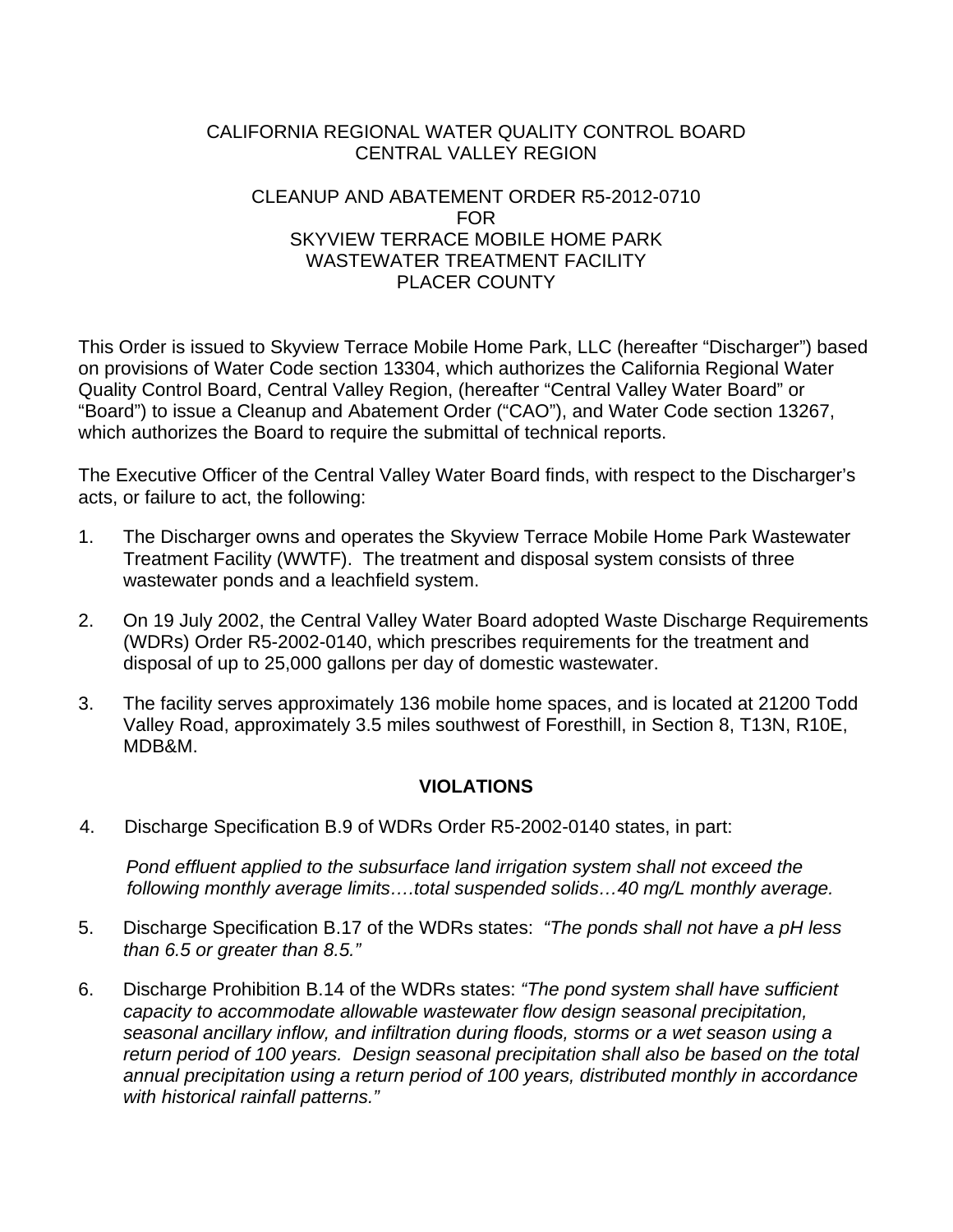CALIFORNIA REGIONAL WATER QUALITY CONTROL BOARD
CENTRAL VALLEY REGION

CLEANUP AND ABATEMENT ORDER R5-2012-0710
FOR
SKYVIEW TERRACE MOBILE HOME PARK
WASTEWATER TREATMENT FACILITY
PLACER COUNTY

This Order is issued to Skyview Terrace Mobile Home Park, LLC (hereafter "Discharger") based on provisions of Water Code section 13304, which authorizes the California Regional Water Quality Control Board, Central Valley Region, (hereafter "Central Valley Water Board" or "Board") to issue a Cleanup and Abatement Order ("CAO"), and Water Code section 13267, which authorizes the Board to require the submittal of technical reports.

The Executive Officer of the Central Valley Water Board finds, with respect to the Discharger's acts, or failure to act, the following:

1. The Discharger owns and operates the Skyview Terrace Mobile Home Park Wastewater Treatment Facility (WWTF). The treatment and disposal system consists of three wastewater ponds and a leachfield system.

2. On 19 July 2002, the Central Valley Water Board adopted Waste Discharge Requirements (WDRs) Order R5-2002-0140, which prescribes requirements for the treatment and disposal of up to 25,000 gallons per day of domestic wastewater.

3. The facility serves approximately 136 mobile home spaces, and is located at 21200 Todd Valley Road, approximately 3.5 miles southwest of Foresthill, in Section 8, T13N, R10E, MDB&M.

## VIOLATIONS

4. Discharge Specification B.9 of WDRs Order R5-2002-0140 states, in part:

   *Pond effluent applied to the subsurface land irrigation system shall not exceed the following monthly average limits….total suspended solids…40 mg/L monthly average.*

5. Discharge Specification B.17 of the WDRs states: *"The ponds shall not have a pH less than 6.5 or greater than 8.5."*

6. Discharge Prohibition B.14 of the WDRs states: *"The pond system shall have sufficient capacity to accommodate allowable wastewater flow design seasonal precipitation, seasonal ancillary inflow, and infiltration during floods, storms or a wet season using a return period of 100 years. Design seasonal precipitation shall also be based on the total annual precipitation using a return period of 100 years, distributed monthly in accordance with historical rainfall patterns."*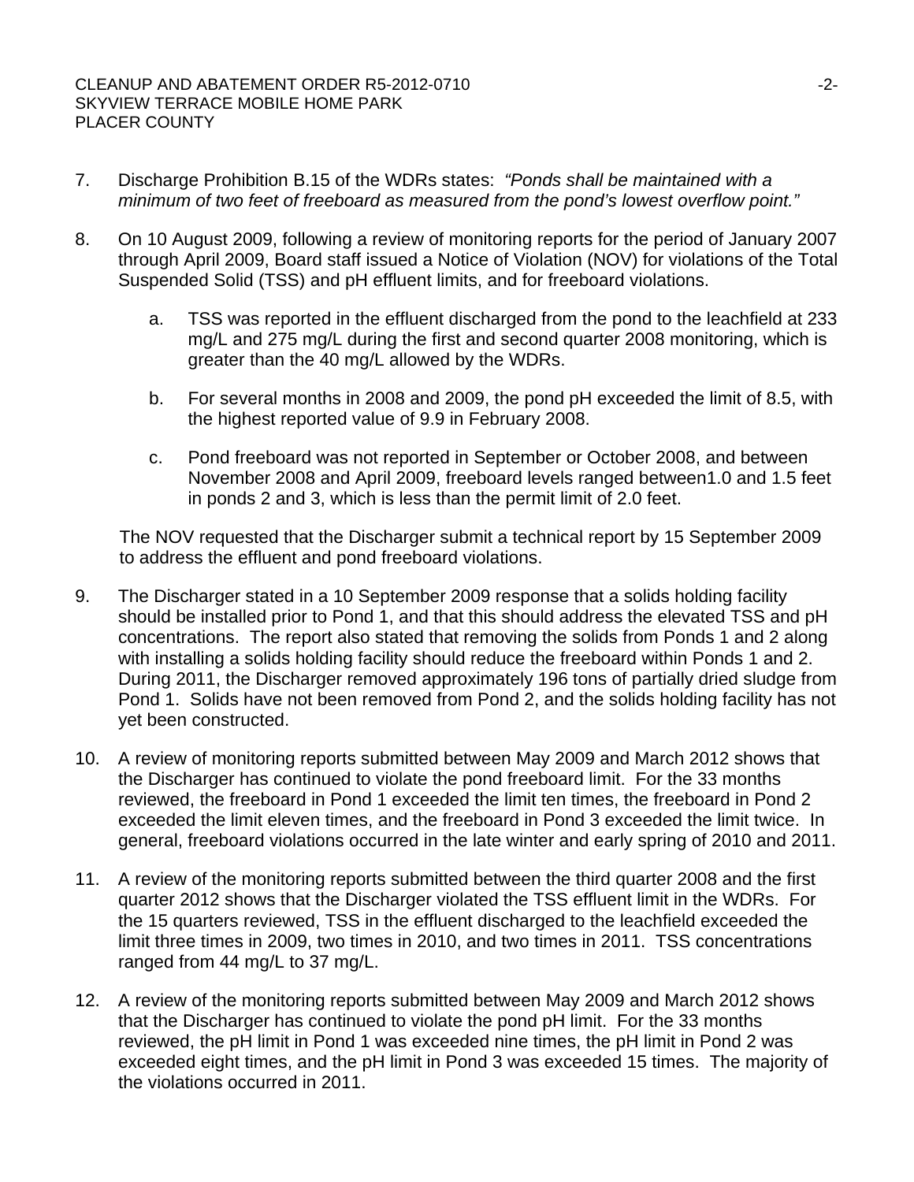7. Discharge Prohibition B.15 of the WDRs states: *"Ponds shall be maintained with a minimum of two feet of freeboard as measured from the pond's lowest overflow point."*

8. On 10 August 2009, following a review of monitoring reports for the period of January 2007 through April 2009, Board staff issued a Notice of Violation (NOV) for violations of the Total Suspended Solid (TSS) and pH effluent limits, and for freeboard violations.

   a. TSS was reported in the effluent discharged from the pond to the leachfield at 233 mg/L and 275 mg/L during the first and second quarter 2008 monitoring, which is greater than the 40 mg/L allowed by the WDRs.

   b. For several months in 2008 and 2009, the pond pH exceeded the limit of 8.5, with the highest reported value of 9.9 in February 2008.

   c. Pond freeboard was not reported in September or October 2008, and between November 2008 and April 2009, freeboard levels ranged between1.0 and 1.5 feet in ponds 2 and 3, which is less than the permit limit of 2.0 feet.

   The NOV requested that the Discharger submit a technical report by 15 September 2009 to address the effluent and pond freeboard violations.

9. The Discharger stated in a 10 September 2009 response that a solids holding facility should be installed prior to Pond 1, and that this should address the elevated TSS and pH concentrations. The report also stated that removing the solids from Ponds 1 and 2 along with installing a solids holding facility should reduce the freeboard within Ponds 1 and 2. During 2011, the Discharger removed approximately 196 tons of partially dried sludge from Pond 1. Solids have not been removed from Pond 2, and the solids holding facility has not yet been constructed.

10. A review of monitoring reports submitted between May 2009 and March 2012 shows that the Discharger has continued to violate the pond freeboard limit. For the 33 months reviewed, the freeboard in Pond 1 exceeded the limit ten times, the freeboard in Pond 2 exceeded the limit eleven times, and the freeboard in Pond 3 exceeded the limit twice. In general, freeboard violations occurred in the late winter and early spring of 2010 and 2011.

11. A review of the monitoring reports submitted between the third quarter 2008 and the first quarter 2012 shows that the Discharger violated the TSS effluent limit in the WDRs. For the 15 quarters reviewed, TSS in the effluent discharged to the leachfield exceeded the limit three times in 2009, two times in 2010, and two times in 2011. TSS concentrations ranged from 44 mg/L to 37 mg/L.

12. A review of the monitoring reports submitted between May 2009 and March 2012 shows that the Discharger has continued to violate the pond pH limit. For the 33 months reviewed, the pH limit in Pond 1 was exceeded nine times, the pH limit in Pond 2 was exceeded eight times, and the pH limit in Pond 3 was exceeded 15 times. The majority of the violations occurred in 2011.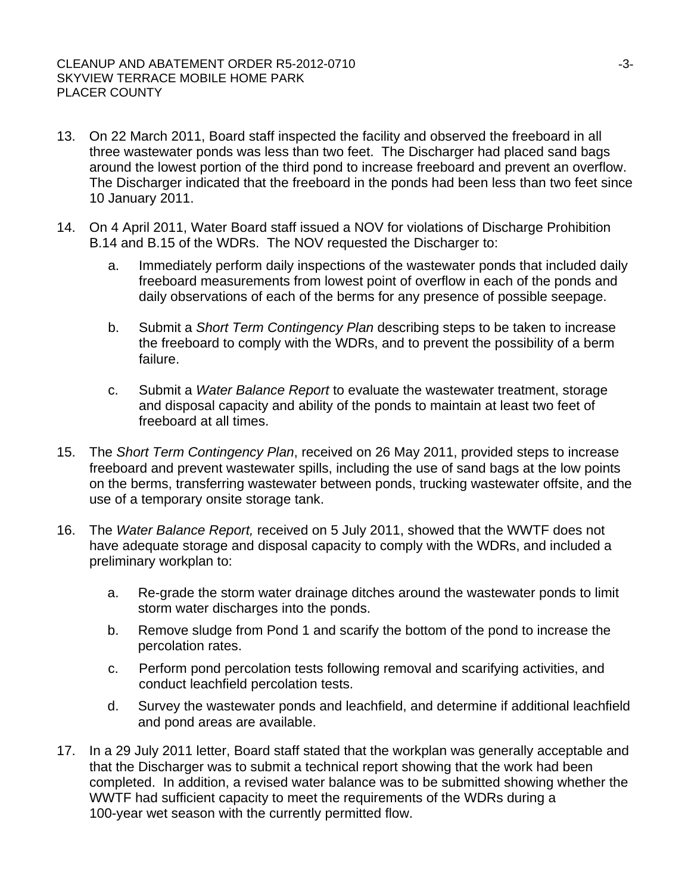13. On 22 March 2011, Board staff inspected the facility and observed the freeboard in all three wastewater ponds was less than two feet. The Discharger had placed sand bags around the lowest portion of the third pond to increase freeboard and prevent an overflow. The Discharger indicated that the freeboard in the ponds had been less than two feet since 10 January 2011.

14. On 4 April 2011, Water Board staff issued a NOV for violations of Discharge Prohibition B.14 and B.15 of the WDRs. The NOV requested the Discharger to:

    a. Immediately perform daily inspections of the wastewater ponds that included daily freeboard measurements from lowest point of overflow in each of the ponds and daily observations of each of the berms for any presence of possible seepage.

    b. Submit a *Short Term Contingency Plan* describing steps to be taken to increase the freeboard to comply with the WDRs, and to prevent the possibility of a berm failure.

    c. Submit a *Water Balance Report* to evaluate the wastewater treatment, storage and disposal capacity and ability of the ponds to maintain at least two feet of freeboard at all times.

15. The *Short Term Contingency Plan*, received on 26 May 2011, provided steps to increase freeboard and prevent wastewater spills, including the use of sand bags at the low points on the berms, transferring wastewater between ponds, trucking wastewater offsite, and the use of a temporary onsite storage tank.

16. The *Water Balance Report,* received on 5 July 2011, showed that the WWTF does not have adequate storage and disposal capacity to comply with the WDRs, and included a preliminary workplan to:

    a. Re-grade the storm water drainage ditches around the wastewater ponds to limit storm water discharges into the ponds.

    b. Remove sludge from Pond 1 and scarify the bottom of the pond to increase the percolation rates.

    c. Perform pond percolation tests following removal and scarifying activities, and conduct leachfield percolation tests.

    d. Survey the wastewater ponds and leachfield, and determine if additional leachfield and pond areas are available.

17. In a 29 July 2011 letter, Board staff stated that the workplan was generally acceptable and that the Discharger was to submit a technical report showing that the work had been completed. In addition, a revised water balance was to be submitted showing whether the WWTF had sufficient capacity to meet the requirements of the WDRs during a 100-year wet season with the currently permitted flow.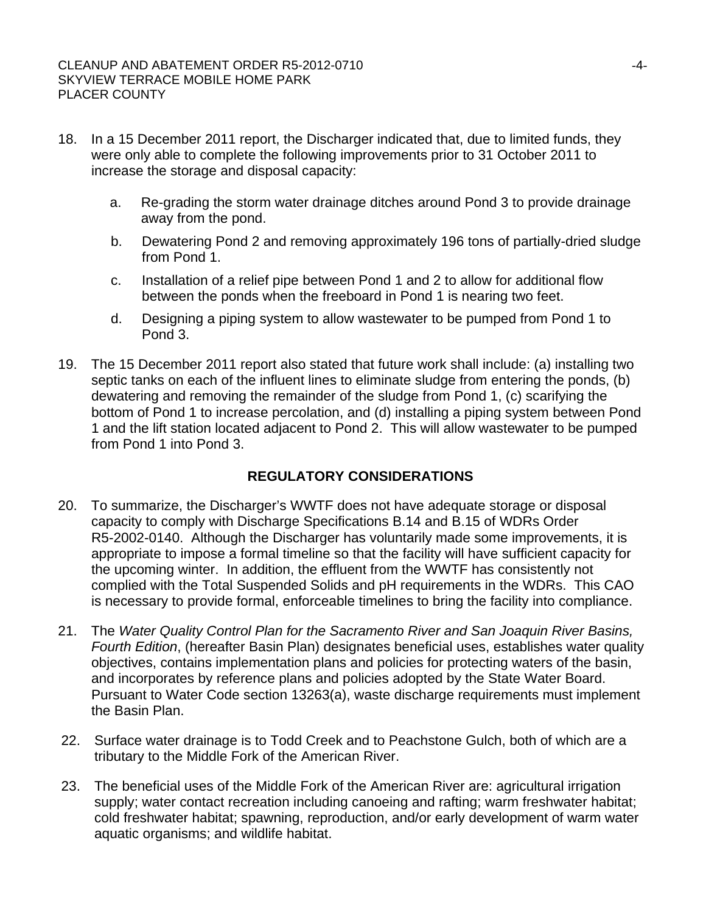18. In a 15 December 2011 report, the Discharger indicated that, due to limited funds, they were only able to complete the following improvements prior to 31 October 2011 to increase the storage and disposal capacity:

    a. Re-grading the storm water drainage ditches around Pond 3 to provide drainage away from the pond.

    b. Dewatering Pond 2 and removing approximately 196 tons of partially-dried sludge from Pond 1.

    c. Installation of a relief pipe between Pond 1 and 2 to allow for additional flow between the ponds when the freeboard in Pond 1 is nearing two feet.

    d. Designing a piping system to allow wastewater to be pumped from Pond 1 to Pond 3.

19. The 15 December 2011 report also stated that future work shall include: (a) installing two septic tanks on each of the influent lines to eliminate sludge from entering the ponds, (b) dewatering and removing the remainder of the sludge from Pond 1, (c) scarifying the bottom of Pond 1 to increase percolation, and (d) installing a piping system between Pond 1 and the lift station located adjacent to Pond 2. This will allow wastewater to be pumped from Pond 1 into Pond 3.

## REGULATORY CONSIDERATIONS

20. To summarize, the Discharger's WWTF does not have adequate storage or disposal capacity to comply with Discharge Specifications B.14 and B.15 of WDRs Order R5-2002-0140. Although the Discharger has voluntarily made some improvements, it is appropriate to impose a formal timeline so that the facility will have sufficient capacity for the upcoming winter. In addition, the effluent from the WWTF has consistently not complied with the Total Suspended Solids and pH requirements in the WDRs. This CAO is necessary to provide formal, enforceable timelines to bring the facility into compliance.

21. The *Water Quality Control Plan for the Sacramento River and San Joaquin River Basins, Fourth Edition*, (hereafter Basin Plan) designates beneficial uses, establishes water quality objectives, contains implementation plans and policies for protecting waters of the basin, and incorporates by reference plans and policies adopted by the State Water Board. Pursuant to Water Code section 13263(a), waste discharge requirements must implement the Basin Plan.

22. Surface water drainage is to Todd Creek and to Peachstone Gulch, both of which are a tributary to the Middle Fork of the American River.

23. The beneficial uses of the Middle Fork of the American River are: agricultural irrigation supply; water contact recreation including canoeing and rafting; warm freshwater habitat; cold freshwater habitat; spawning, reproduction, and/or early development of warm water aquatic organisms; and wildlife habitat.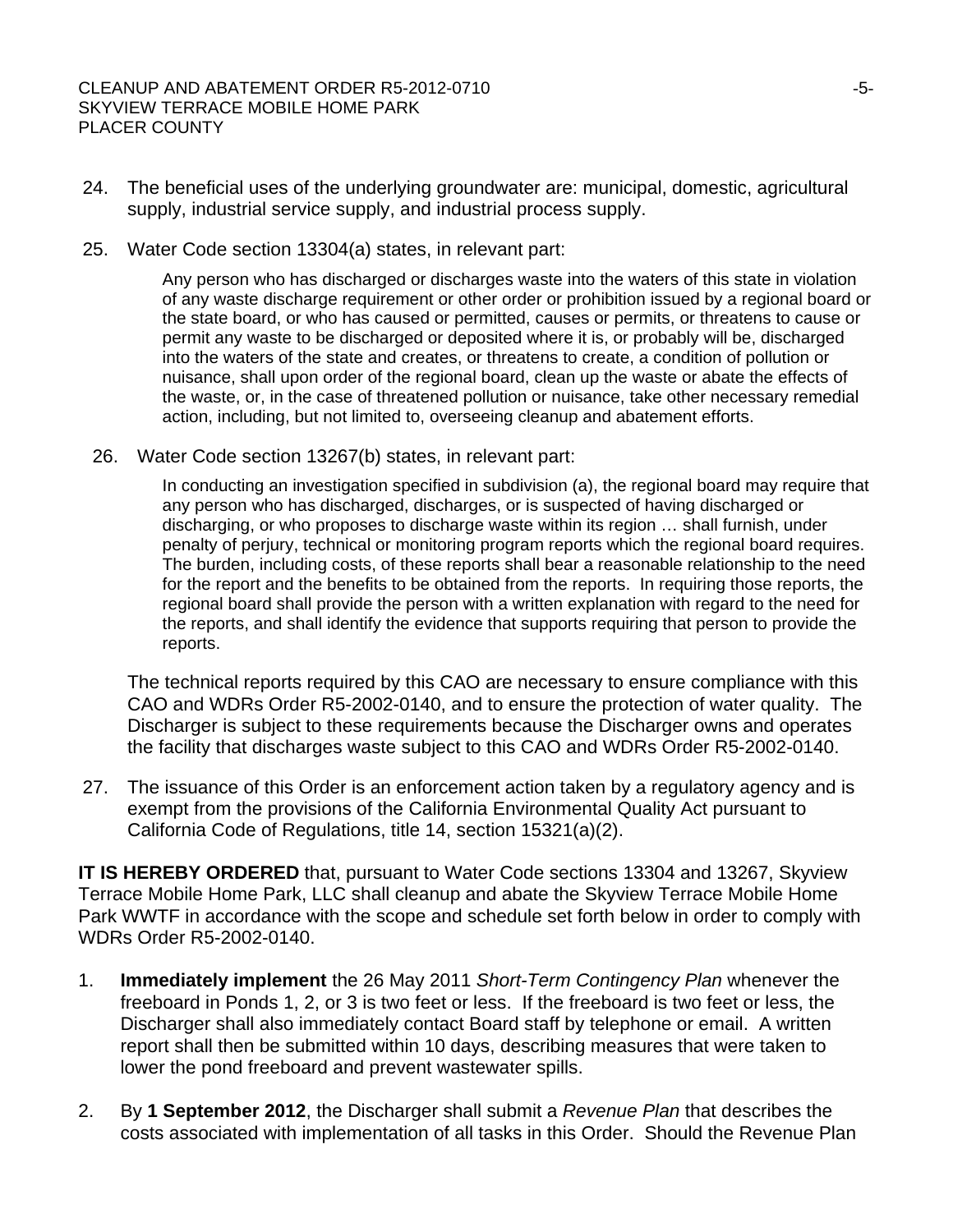24. The beneficial uses of the underlying groundwater are: municipal, domestic, agricultural supply, industrial service supply, and industrial process supply.

25. Water Code section 13304(a) states, in relevant part:

    > Any person who has discharged or discharges waste into the waters of this state in violation of any waste discharge requirement or other order or prohibition issued by a regional board or the state board, or who has caused or permitted, causes or permits, or threatens to cause or permit any waste to be discharged or deposited where it is, or probably will be, discharged into the waters of the state and creates, or threatens to create, a condition of pollution or nuisance, shall upon order of the regional board, clean up the waste or abate the effects of the waste, or, in the case of threatened pollution or nuisance, take other necessary remedial action, including, but not limited to, overseeing cleanup and abatement efforts.

26. Water Code section 13267(b) states, in relevant part:

    > In conducting an investigation specified in subdivision (a), the regional board may require that any person who has discharged, discharges, or is suspected of having discharged or discharging, or who proposes to discharge waste within its region … shall furnish, under penalty of perjury, technical or monitoring program reports which the regional board requires. The burden, including costs, of these reports shall bear a reasonable relationship to the need for the report and the benefits to be obtained from the reports. In requiring those reports, the regional board shall provide the person with a written explanation with regard to the need for the reports, and shall identify the evidence that supports requiring that person to provide the reports.

    The technical reports required by this CAO are necessary to ensure compliance with this CAO and WDRs Order R5-2002-0140, and to ensure the protection of water quality. The Discharger is subject to these requirements because the Discharger owns and operates the facility that discharges waste subject to this CAO and WDRs Order R5-2002-0140.

27. The issuance of this Order is an enforcement action taken by a regulatory agency and is exempt from the provisions of the California Environmental Quality Act pursuant to California Code of Regulations, title 14, section 15321(a)(2).

**IT IS HEREBY ORDERED** that, pursuant to Water Code sections 13304 and 13267, Skyview Terrace Mobile Home Park, LLC shall cleanup and abate the Skyview Terrace Mobile Home Park WWTF in accordance with the scope and schedule set forth below in order to comply with WDRs Order R5-2002-0140.

1. **Immediately implement** the 26 May 2011 *Short-Term Contingency Plan* whenever the freeboard in Ponds 1, 2, or 3 is two feet or less. If the freeboard is two feet or less, the Discharger shall also immediately contact Board staff by telephone or email. A written report shall then be submitted within 10 days, describing measures that were taken to lower the pond freeboard and prevent wastewater spills.

2. By **1 September 2012**, the Discharger shall submit a *Revenue Plan* that describes the costs associated with implementation of all tasks in this Order. Should the Revenue Plan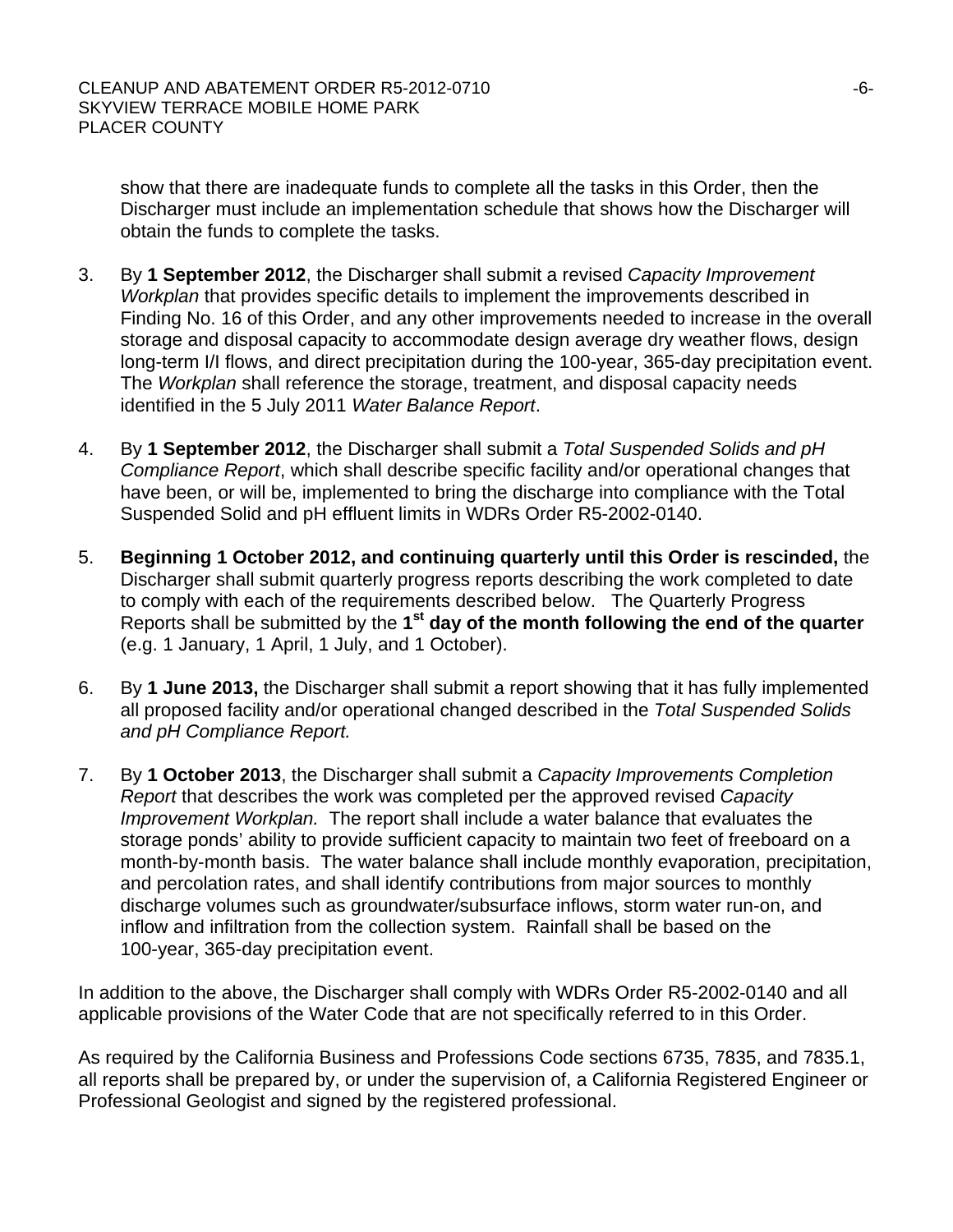show that there are inadequate funds to complete all the tasks in this Order, then the Discharger must include an implementation schedule that shows how the Discharger will obtain the funds to complete the tasks.

3. By **1 September 2012**, the Discharger shall submit a revised *Capacity Improvement Workplan* that provides specific details to implement the improvements described in Finding No. 16 of this Order, and any other improvements needed to increase in the overall storage and disposal capacity to accommodate design average dry weather flows, design long-term I/I flows, and direct precipitation during the 100-year, 365-day precipitation event. The *Workplan* shall reference the storage, treatment, and disposal capacity needs identified in the 5 July 2011 *Water Balance Report*.

4. By **1 September 2012**, the Discharger shall submit a *Total Suspended Solids and pH Compliance Report*, which shall describe specific facility and/or operational changes that have been, or will be, implemented to bring the discharge into compliance with the Total Suspended Solid and pH effluent limits in WDRs Order R5-2002-0140.

5. **Beginning 1 October 2012, and continuing quarterly until this Order is rescinded,** the Discharger shall submit quarterly progress reports describing the work completed to date to comply with each of the requirements described below. The Quarterly Progress Reports shall be submitted by the **1st day of the month following the end of the quarter** (e.g. 1 January, 1 April, 1 July, and 1 October).

6. By **1 June 2013,** the Discharger shall submit a report showing that it has fully implemented all proposed facility and/or operational changed described in the *Total Suspended Solids and pH Compliance Report.*

7. By **1 October 2013**, the Discharger shall submit a *Capacity Improvements Completion Report* that describes the work was completed per the approved revised *Capacity Improvement Workplan.* The report shall include a water balance that evaluates the storage ponds' ability to provide sufficient capacity to maintain two feet of freeboard on a month-by-month basis. The water balance shall include monthly evaporation, precipitation, and percolation rates, and shall identify contributions from major sources to monthly discharge volumes such as groundwater/subsurface inflows, storm water run-on, and inflow and infiltration from the collection system. Rainfall shall be based on the 100-year, 365-day precipitation event.

In addition to the above, the Discharger shall comply with WDRs Order R5-2002-0140 and all applicable provisions of the Water Code that are not specifically referred to in this Order.

As required by the California Business and Professions Code sections 6735, 7835, and 7835.1, all reports shall be prepared by, or under the supervision of, a California Registered Engineer or Professional Geologist and signed by the registered professional.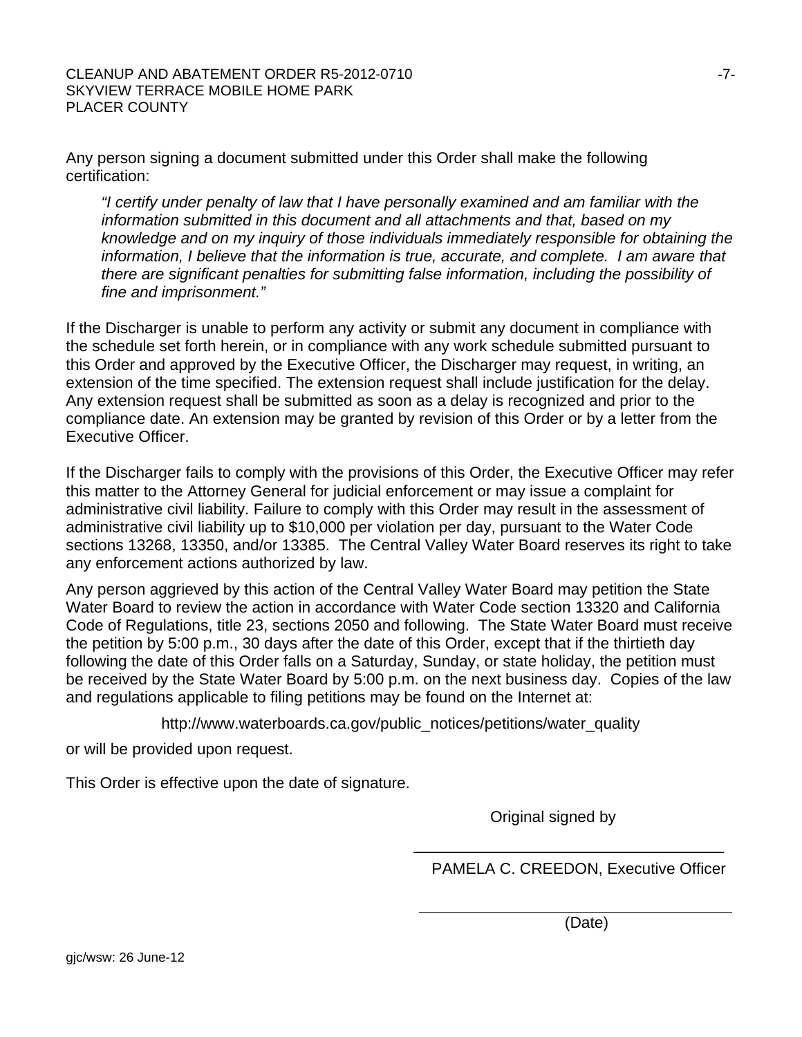Any person signing a document submitted under this Order shall make the following certification:

> *"I certify under penalty of law that I have personally examined and am familiar with the information submitted in this document and all attachments and that, based on my knowledge and on my inquiry of those individuals immediately responsible for obtaining the information, I believe that the information is true, accurate, and complete. I am aware that there are significant penalties for submitting false information, including the possibility of fine and imprisonment."*

If the Discharger is unable to perform any activity or submit any document in compliance with the schedule set forth herein, or in compliance with any work schedule submitted pursuant to this Order and approved by the Executive Officer, the Discharger may request, in writing, an extension of the time specified. The extension request shall include justification for the delay. Any extension request shall be submitted as soon as a delay is recognized and prior to the compliance date. An extension may be granted by revision of this Order or by a letter from the Executive Officer.

If the Discharger fails to comply with the provisions of this Order, the Executive Officer may refer this matter to the Attorney General for judicial enforcement or may issue a complaint for administrative civil liability. Failure to comply with this Order may result in the assessment of administrative civil liability up to $10,000 per violation per day, pursuant to the Water Code sections 13268, 13350, and/or 13385. The Central Valley Water Board reserves its right to take any enforcement actions authorized by law.

Any person aggrieved by this action of the Central Valley Water Board may petition the State Water Board to review the action in accordance with Water Code section 13320 and California Code of Regulations, title 23, sections 2050 and following. The State Water Board must receive the petition by 5:00 p.m., 30 days after the date of this Order, except that if the thirtieth day following the date of this Order falls on a Saturday, Sunday, or state holiday, the petition must be received by the State Water Board by 5:00 p.m. on the next business day. Copies of the law and regulations applicable to filing petitions may be found on the Internet at:

http://www.waterboards.ca.gov/public_notices/petitions/water_quality

or will be provided upon request.

This Order is effective upon the date of signature.

Original signed by

PAMELA C. CREEDON, Executive Officer

(Date)

gjc/wsw: 26 June-12